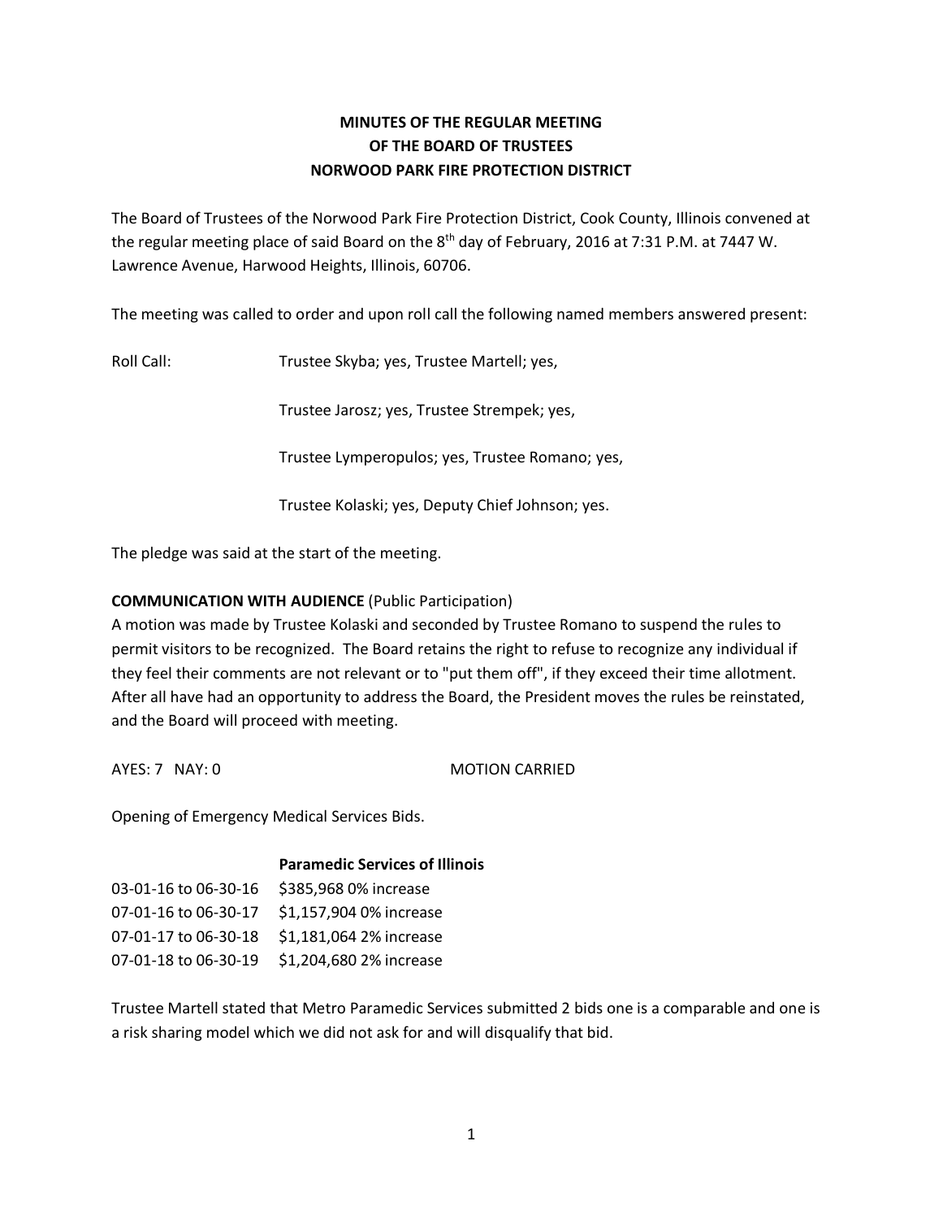**MINUTES OF THE REGULAR MEETING**
**OF THE BOARD OF TRUSTEES**
**NORWOOD PARK FIRE PROTECTION DISTRICT**

The Board of Trustees of the Norwood Park Fire Protection District, Cook County, Illinois convened at the regular meeting place of said Board on the 8th day of February, 2016 at 7:31 P.M. at 7447 W. Lawrence Avenue, Harwood Heights, Illinois, 60706.

The meeting was called to order and upon roll call the following named members answered present:

Roll Call: Trustee Skyba; yes, Trustee Martell; yes,

Trustee Jarosz; yes, Trustee Strempek; yes,

Trustee Lymperopulos; yes, Trustee Romano; yes,

Trustee Kolaski; yes, Deputy Chief Johnson; yes.

The pledge was said at the start of the meeting.

**COMMUNICATION WITH AUDIENCE** (Public Participation)
A motion was made by Trustee Kolaski and seconded by Trustee Romano to suspend the rules to permit visitors to be recognized. The Board retains the right to refuse to recognize any individual if they feel their comments are not relevant or to "put them off", if they exceed their time allotment. After all have had an opportunity to address the Board, the President moves the rules be reinstated, and the Board will proceed with meeting.

AYES: 7 NAY: 0 MOTION CARRIED

Opening of Emergency Medical Services Bids.

| | **Paramedic Services of Illinois** |
|---|---|
| 03-01-16 to 06-30-16 | $385,968 0% increase |
| 07-01-16 to 06-30-17 | $1,157,904 0% increase |
| 07-01-17 to 06-30-18 | $1,181,064 2% increase |
| 07-01-18 to 06-30-19 | $1,204,680 2% increase |

Trustee Martell stated that Metro Paramedic Services submitted 2 bids one is a comparable and one is a risk sharing model which we did not ask for and will disqualify that bid.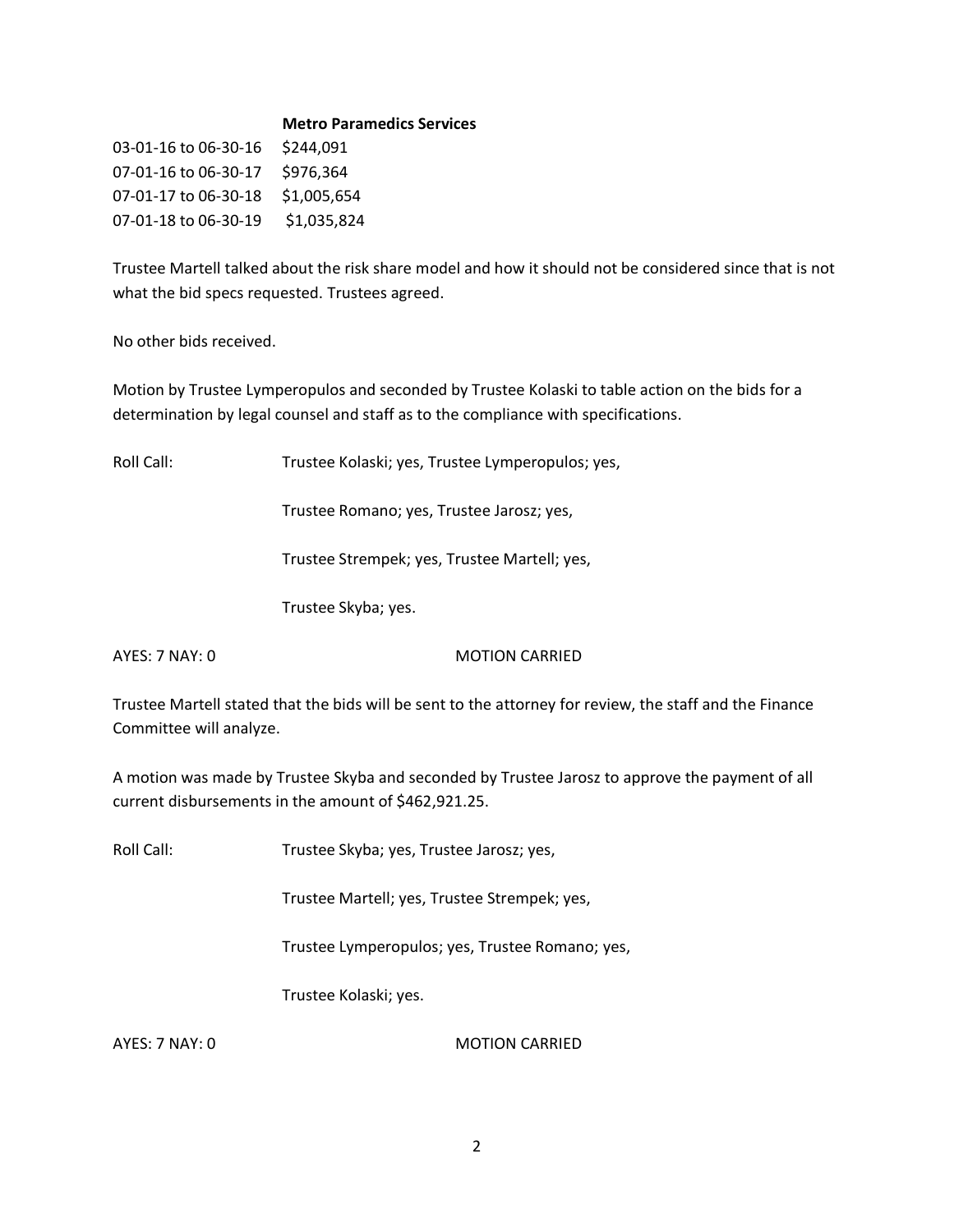**Metro Paramedics Services**

| | |
|---|---|
| 03-01-16 to 06-30-16 | $244,091 |
| 07-01-16 to 06-30-17 | $976,364 |
| 07-01-17 to 06-30-18 | $1,005,654 |
| 07-01-18 to 06-30-19 | $1,035,824 |

Trustee Martell talked about the risk share model and how it should not be considered since that is not what the bid specs requested. Trustees agreed.

No other bids received.

Motion by Trustee Lymperopulos and seconded by Trustee Kolaski to table action on the bids for a determination by legal counsel and staff as to the compliance with specifications.

Roll Call: Trustee Kolaski; yes, Trustee Lymperopulos; yes,

Trustee Romano; yes, Trustee Jarosz; yes,

Trustee Strempek; yes, Trustee Martell; yes,

Trustee Skyba; yes.

AYES: 7 NAY: 0 MOTION CARRIED

Trustee Martell stated that the bids will be sent to the attorney for review, the staff and the Finance Committee will analyze.

A motion was made by Trustee Skyba and seconded by Trustee Jarosz to approve the payment of all current disbursements in the amount of $462,921.25.

Roll Call: Trustee Skyba; yes, Trustee Jarosz; yes,

Trustee Martell; yes, Trustee Strempek; yes,

Trustee Lymperopulos; yes, Trustee Romano; yes,

Trustee Kolaski; yes.

AYES: 7 NAY: 0 MOTION CARRIED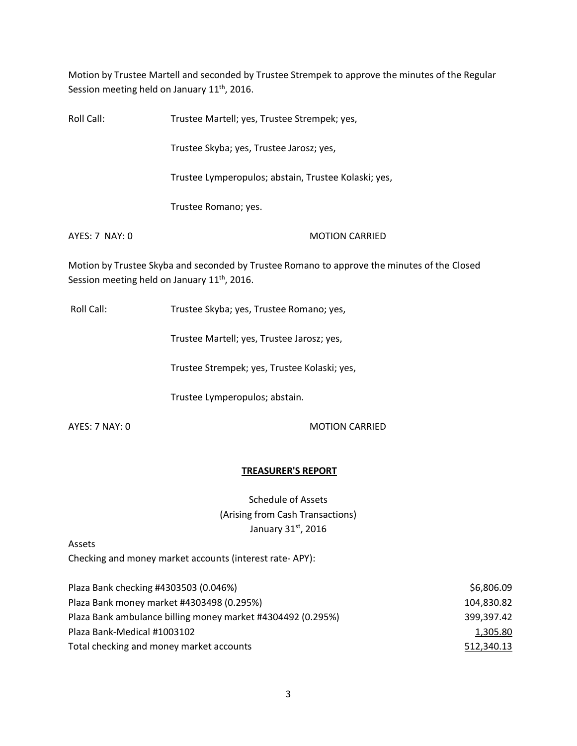Motion by Trustee Martell and seconded by Trustee Strempek to approve the minutes of the Regular Session meeting held on January 11th, 2016.

Roll Call: Trustee Martell; yes, Trustee Strempek; yes,

Trustee Skyba; yes, Trustee Jarosz; yes,

Trustee Lymperopulos; abstain, Trustee Kolaski; yes,

Trustee Romano; yes.

AYES: 7 NAY: 0 MOTION CARRIED

Motion by Trustee Skyba and seconded by Trustee Romano to approve the minutes of the Closed Session meeting held on January 11th, 2016.

Roll Call: Trustee Skyba; yes, Trustee Romano; yes,

Trustee Martell; yes, Trustee Jarosz; yes,

Trustee Strempek; yes, Trustee Kolaski; yes,

Trustee Lymperopulos; abstain.

AYES: 7 NAY: 0 MOTION CARRIED

**TREASURER'S REPORT**

Schedule of Assets
(Arising from Cash Transactions)
January 31st, 2016

Assets

Checking and money market accounts (interest rate- APY):

| | |
|---|---|
| Plaza Bank checking #4303503 (0.046%) | $6,806.09 |
| Plaza Bank money market #4303498 (0.295%) | 104,830.82 |
| Plaza Bank ambulance billing money market #4304492 (0.295%) | 399,397.42 |
| Plaza Bank-Medical #1003102 | 1,305.80 |
| Total checking and money market accounts | 512,340.13 |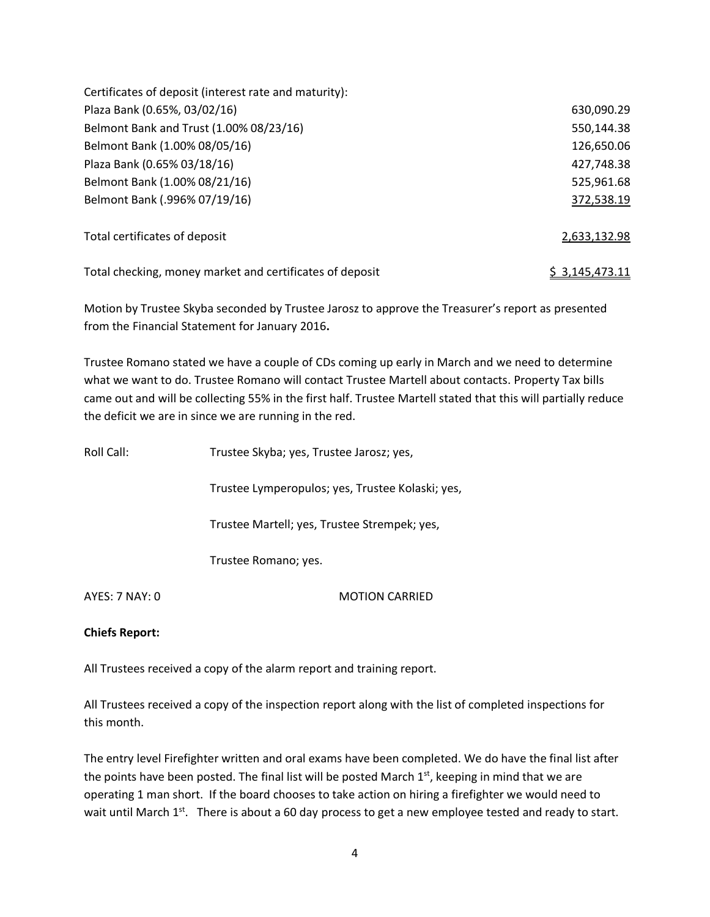| Certificates of deposit (interest rate and maturity): | |
|---|---|
| Plaza Bank (0.65%, 03/02/16) | 630,090.29 |
| Belmont Bank and Trust (1.00% 08/23/16) | 550,144.38 |
| Belmont Bank (1.00% 08/05/16) | 126,650.06 |
| Plaza Bank (0.65% 03/18/16) | 427,748.38 |
| Belmont Bank (1.00% 08/21/16) | 525,961.68 |
| Belmont Bank (.996% 07/19/16) | 372,538.19 |
| Total certificates of deposit | 2,633,132.98 |
| Total checking, money market and certificates of deposit | $ 3,145,473.11 |

Motion by Trustee Skyba seconded by Trustee Jarosz to approve the Treasurer's report as presented from the Financial Statement for January 2016**.**

Trustee Romano stated we have a couple of CDs coming up early in March and we need to determine what we want to do. Trustee Romano will contact Trustee Martell about contacts. Property Tax bills came out and will be collecting 55% in the first half. Trustee Martell stated that this will partially reduce the deficit we are in since we are running in the red.

Roll Call: Trustee Skyba; yes, Trustee Jarosz; yes,

Trustee Lymperopulos; yes, Trustee Kolaski; yes,

Trustee Martell; yes, Trustee Strempek; yes,

Trustee Romano; yes.

AYES: 7 NAY: 0 MOTION CARRIED

**Chiefs Report:**

All Trustees received a copy of the alarm report and training report.

All Trustees received a copy of the inspection report along with the list of completed inspections for this month.

The entry level Firefighter written and oral exams have been completed. We do have the final list after the points have been posted. The final list will be posted March 1st, keeping in mind that we are operating 1 man short. If the board chooses to take action on hiring a firefighter we would need to wait until March 1st. There is about a 60 day process to get a new employee tested and ready to start.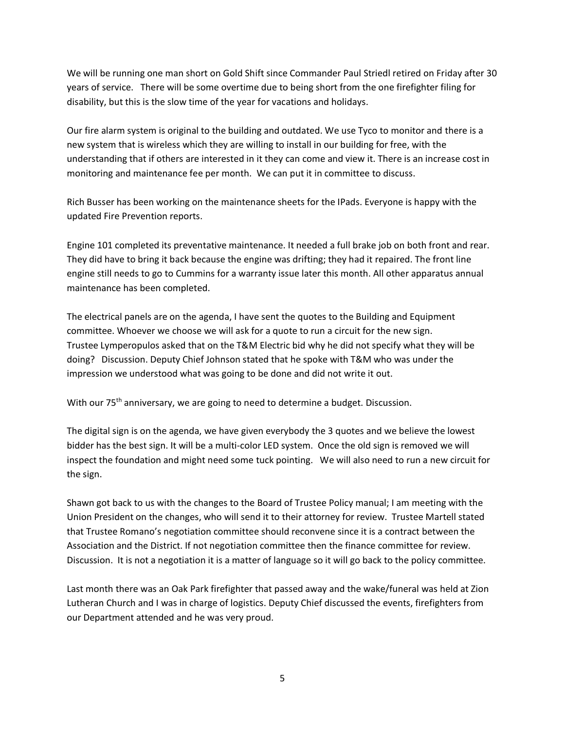We will be running one man short on Gold Shift since Commander Paul Striedl retired on Friday after 30 years of service. There will be some overtime due to being short from the one firefighter filing for disability, but this is the slow time of the year for vacations and holidays.

Our fire alarm system is original to the building and outdated. We use Tyco to monitor and there is a new system that is wireless which they are willing to install in our building for free, with the understanding that if others are interested in it they can come and view it. There is an increase cost in monitoring and maintenance fee per month. We can put it in committee to discuss.

Rich Busser has been working on the maintenance sheets for the IPads. Everyone is happy with the updated Fire Prevention reports.

Engine 101 completed its preventative maintenance. It needed a full brake job on both front and rear. They did have to bring it back because the engine was drifting; they had it repaired. The front line engine still needs to go to Cummins for a warranty issue later this month. All other apparatus annual maintenance has been completed.

The electrical panels are on the agenda, I have sent the quotes to the Building and Equipment committee. Whoever we choose we will ask for a quote to run a circuit for the new sign. Trustee Lymperopulos asked that on the T&M Electric bid why he did not specify what they will be doing? Discussion. Deputy Chief Johnson stated that he spoke with T&M who was under the impression we understood what was going to be done and did not write it out.

With our 75th anniversary, we are going to need to determine a budget. Discussion.

The digital sign is on the agenda, we have given everybody the 3 quotes and we believe the lowest bidder has the best sign. It will be a multi-color LED system. Once the old sign is removed we will inspect the foundation and might need some tuck pointing. We will also need to run a new circuit for the sign.

Shawn got back to us with the changes to the Board of Trustee Policy manual; I am meeting with the Union President on the changes, who will send it to their attorney for review. Trustee Martell stated that Trustee Romano's negotiation committee should reconvene since it is a contract between the Association and the District. If not negotiation committee then the finance committee for review. Discussion. It is not a negotiation it is a matter of language so it will go back to the policy committee.

Last month there was an Oak Park firefighter that passed away and the wake/funeral was held at Zion Lutheran Church and I was in charge of logistics. Deputy Chief discussed the events, firefighters from our Department attended and he was very proud.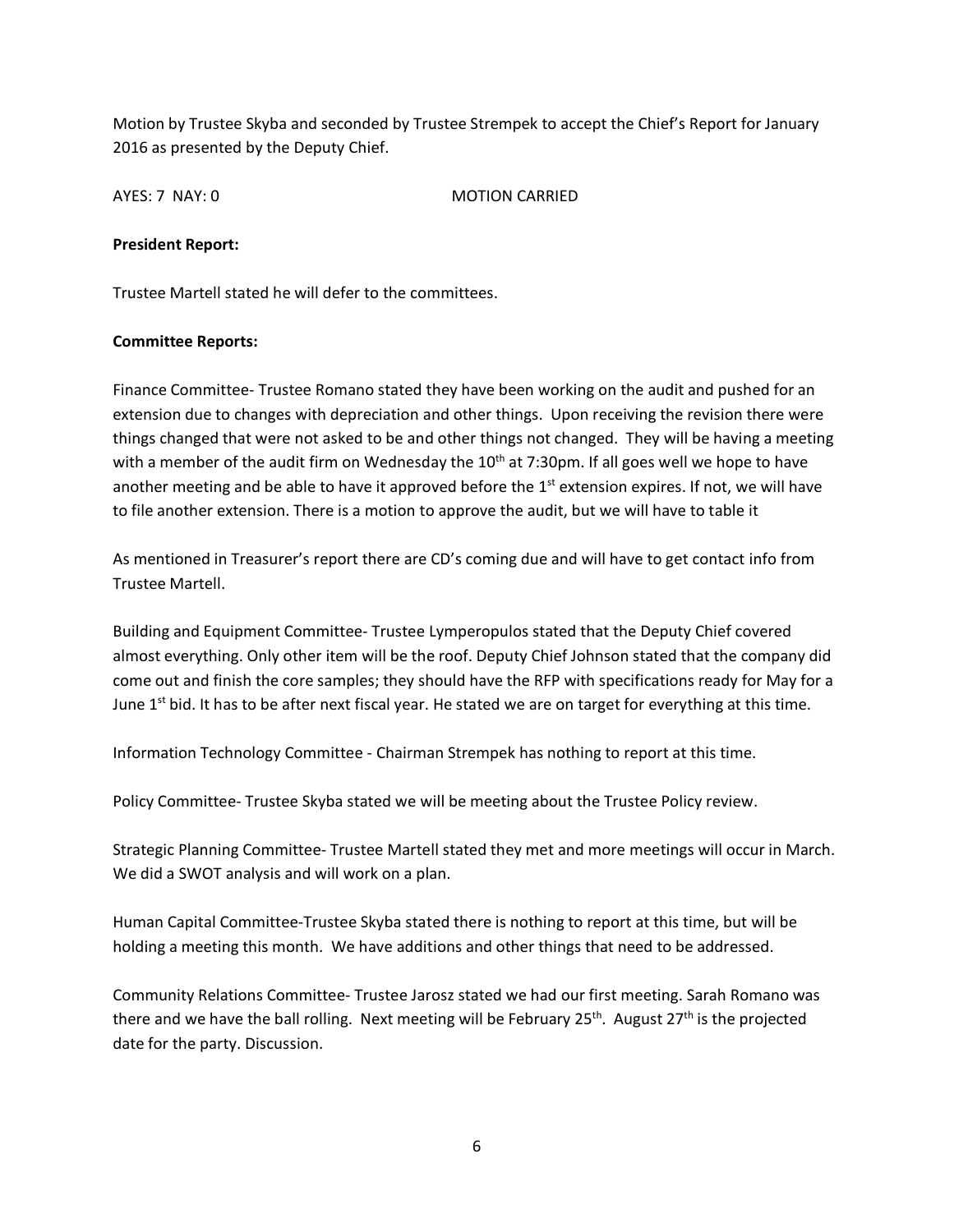Motion by Trustee Skyba and seconded by Trustee Strempek to accept the Chief's Report for January 2016 as presented by the Deputy Chief.

AYES: 7 NAY: 0 MOTION CARRIED

**President Report:**

Trustee Martell stated he will defer to the committees.

**Committee Reports:**

Finance Committee- Trustee Romano stated they have been working on the audit and pushed for an extension due to changes with depreciation and other things. Upon receiving the revision there were things changed that were not asked to be and other things not changed. They will be having a meeting with a member of the audit firm on Wednesday the 10th at 7:30pm. If all goes well we hope to have another meeting and be able to have it approved before the 1st extension expires. If not, we will have to file another extension. There is a motion to approve the audit, but we will have to table it

As mentioned in Treasurer's report there are CD's coming due and will have to get contact info from Trustee Martell.

Building and Equipment Committee- Trustee Lymperopulos stated that the Deputy Chief covered almost everything. Only other item will be the roof. Deputy Chief Johnson stated that the company did come out and finish the core samples; they should have the RFP with specifications ready for May for a June 1st bid. It has to be after next fiscal year. He stated we are on target for everything at this time.

Information Technology Committee - Chairman Strempek has nothing to report at this time.

Policy Committee- Trustee Skyba stated we will be meeting about the Trustee Policy review.

Strategic Planning Committee- Trustee Martell stated they met and more meetings will occur in March. We did a SWOT analysis and will work on a plan.

Human Capital Committee-Trustee Skyba stated there is nothing to report at this time, but will be holding a meeting this month. We have additions and other things that need to be addressed.

Community Relations Committee- Trustee Jarosz stated we had our first meeting. Sarah Romano was there and we have the ball rolling. Next meeting will be February 25th. August 27th is the projected date for the party. Discussion.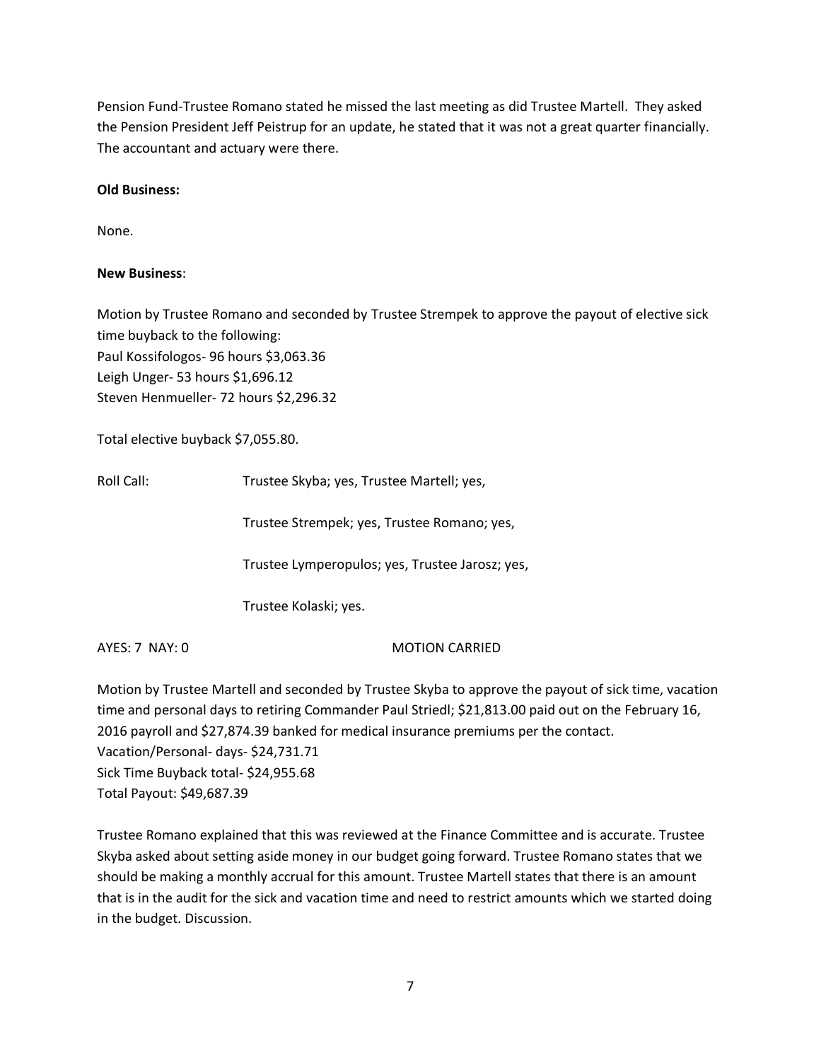Pension Fund-Trustee Romano stated he missed the last meeting as did Trustee Martell. They asked the Pension President Jeff Peistrup for an update, he stated that it was not a great quarter financially. The accountant and actuary were there.

**Old Business:**

None.

**New Business**:

Motion by Trustee Romano and seconded by Trustee Strempek to approve the payout of elective sick time buyback to the following:
Paul Kossifologos- 96 hours $3,063.36
Leigh Unger- 53 hours $1,696.12
Steven Henmueller- 72 hours $2,296.32

Total elective buyback $7,055.80.

Roll Call: Trustee Skyba; yes, Trustee Martell; yes,

Trustee Strempek; yes, Trustee Romano; yes,

Trustee Lymperopulos; yes, Trustee Jarosz; yes,

Trustee Kolaski; yes.

AYES: 7 NAY: 0 MOTION CARRIED

Motion by Trustee Martell and seconded by Trustee Skyba to approve the payout of sick time, vacation time and personal days to retiring Commander Paul Striedl; $21,813.00 paid out on the February 16, 2016 payroll and $27,874.39 banked for medical insurance premiums per the contact.
Vacation/Personal- days- $24,731.71
Sick Time Buyback total- $24,955.68
Total Payout: $49,687.39

Trustee Romano explained that this was reviewed at the Finance Committee and is accurate. Trustee Skyba asked about setting aside money in our budget going forward. Trustee Romano states that we should be making a monthly accrual for this amount. Trustee Martell states that there is an amount that is in the audit for the sick and vacation time and need to restrict amounts which we started doing in the budget. Discussion.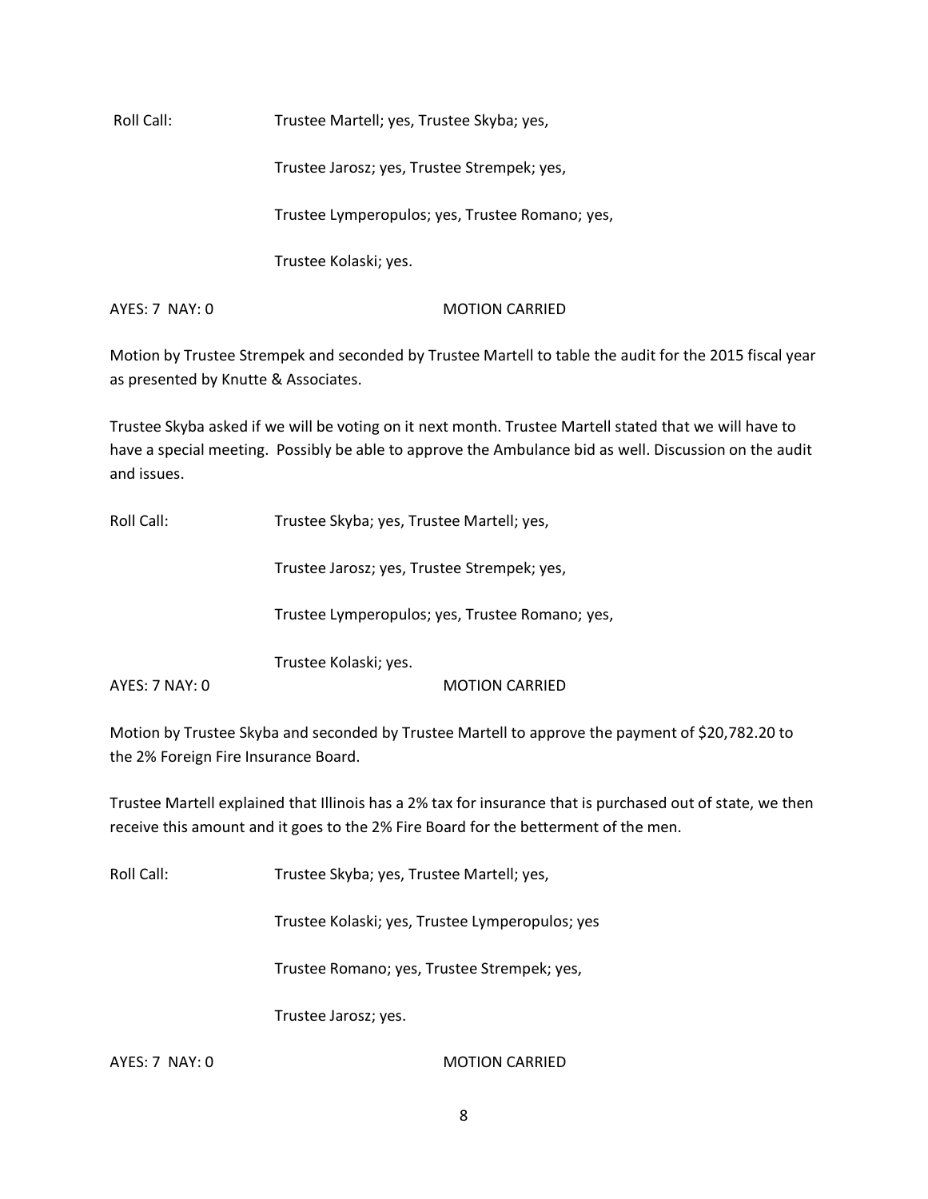Roll Call: Trustee Martell; yes, Trustee Skyba; yes,

Trustee Jarosz; yes, Trustee Strempek; yes,

Trustee Lymperopulos; yes, Trustee Romano; yes,

Trustee Kolaski; yes.

AYES: 7 NAY: 0 MOTION CARRIED

Motion by Trustee Strempek and seconded by Trustee Martell to table the audit for the 2015 fiscal year as presented by Knutte & Associates.

Trustee Skyba asked if we will be voting on it next month. Trustee Martell stated that we will have to have a special meeting. Possibly be able to approve the Ambulance bid as well. Discussion on the audit and issues.

Roll Call: Trustee Skyba; yes, Trustee Martell; yes,

Trustee Jarosz; yes, Trustee Strempek; yes,

Trustee Lymperopulos; yes, Trustee Romano; yes,

Trustee Kolaski; yes.

AYES: 7 NAY: 0 MOTION CARRIED

Motion by Trustee Skyba and seconded by Trustee Martell to approve the payment of $20,782.20 to the 2% Foreign Fire Insurance Board.

Trustee Martell explained that Illinois has a 2% tax for insurance that is purchased out of state, we then receive this amount and it goes to the 2% Fire Board for the betterment of the men.

Roll Call: Trustee Skyba; yes, Trustee Martell; yes,

Trustee Kolaski; yes, Trustee Lymperopulos; yes

Trustee Romano; yes, Trustee Strempek; yes,

Trustee Jarosz; yes.

AYES: 7 NAY: 0 MOTION CARRIED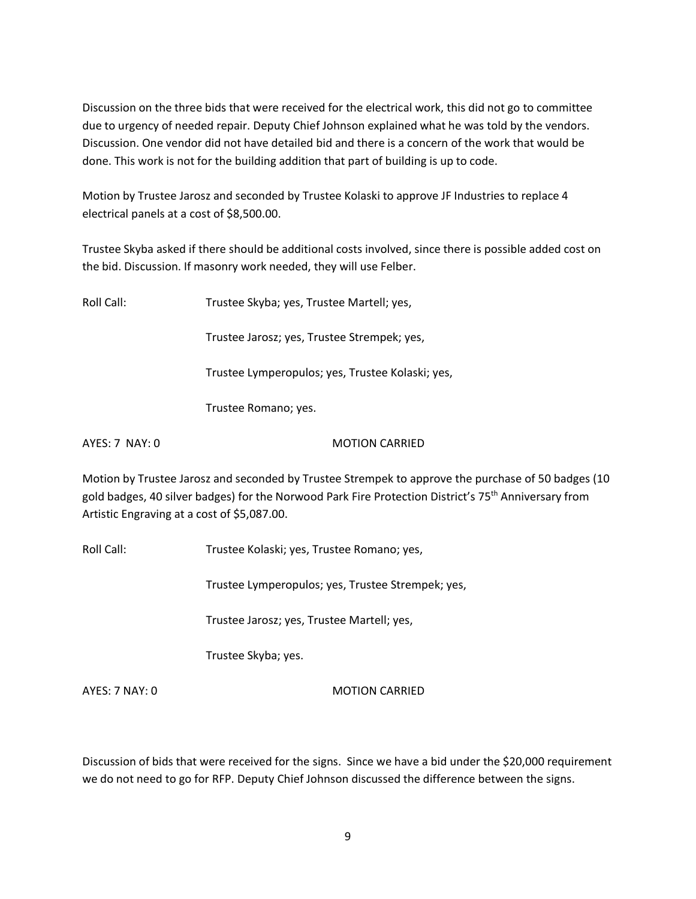Discussion on the three bids that were received for the electrical work, this did not go to committee due to urgency of needed repair. Deputy Chief Johnson explained what he was told by the vendors. Discussion. One vendor did not have detailed bid and there is a concern of the work that would be done. This work is not for the building addition that part of building is up to code.

Motion by Trustee Jarosz and seconded by Trustee Kolaski to approve JF Industries to replace 4 electrical panels at a cost of $8,500.00.

Trustee Skyba asked if there should be additional costs involved, since there is possible added cost on the bid. Discussion. If masonry work needed, they will use Felber.

Roll Call: Trustee Skyba; yes, Trustee Martell; yes,

Trustee Jarosz; yes, Trustee Strempek; yes,

Trustee Lymperopulos; yes, Trustee Kolaski; yes,

Trustee Romano; yes.

AYES: 7 NAY: 0 MOTION CARRIED

Motion by Trustee Jarosz and seconded by Trustee Strempek to approve the purchase of 50 badges (10 gold badges, 40 silver badges) for the Norwood Park Fire Protection District's 75th Anniversary from Artistic Engraving at a cost of $5,087.00.

Roll Call: Trustee Kolaski; yes, Trustee Romano; yes,

Trustee Lymperopulos; yes, Trustee Strempek; yes,

Trustee Jarosz; yes, Trustee Martell; yes,

Trustee Skyba; yes.

AYES: 7 NAY: 0 MOTION CARRIED

Discussion of bids that were received for the signs. Since we have a bid under the $20,000 requirement we do not need to go for RFP. Deputy Chief Johnson discussed the difference between the signs.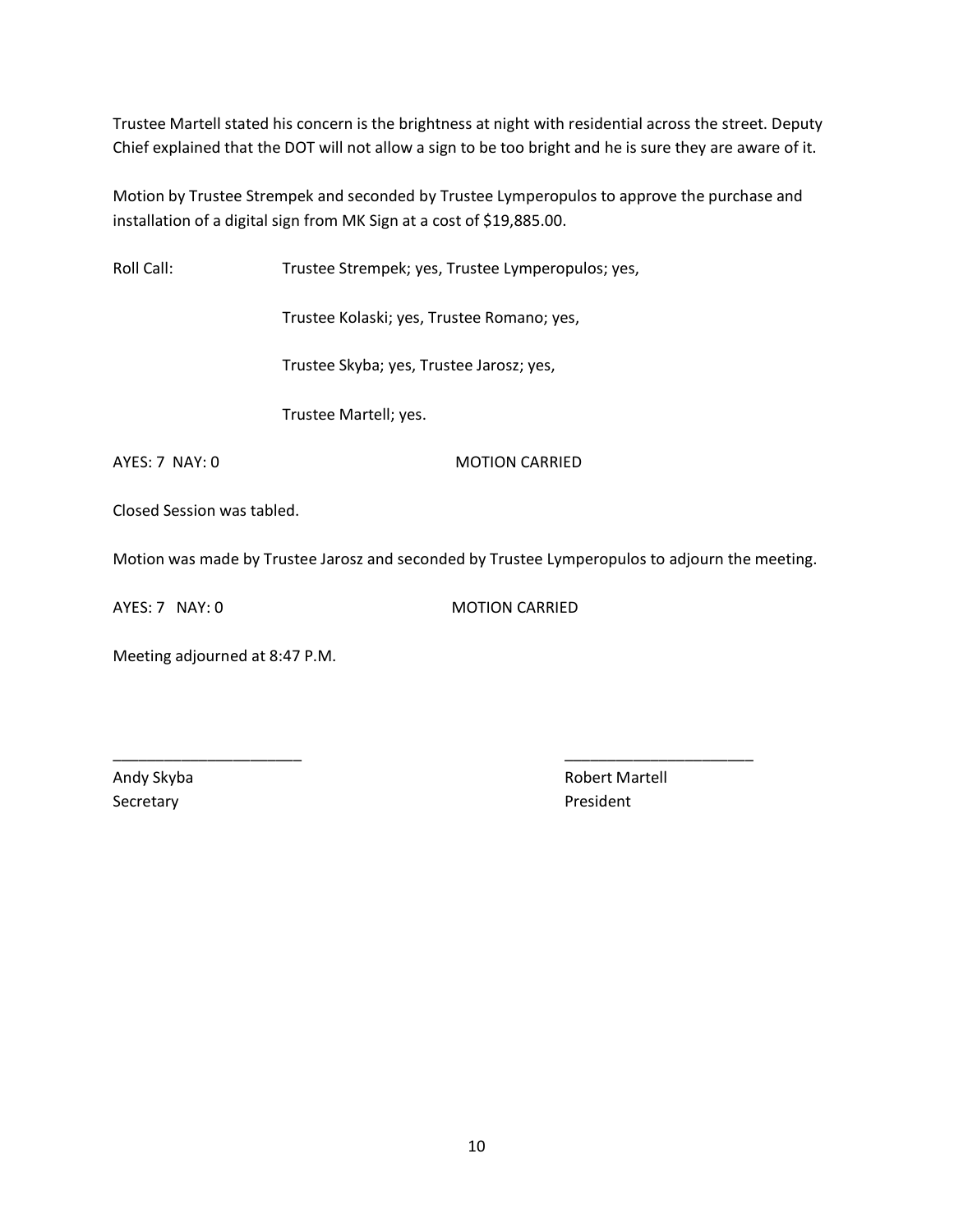Trustee Martell stated his concern is the brightness at night with residential across the street. Deputy Chief explained that the DOT will not allow a sign to be too bright and he is sure they are aware of it.

Motion by Trustee Strempek and seconded by Trustee Lymperopulos to approve the purchase and installation of a digital sign from MK Sign at a cost of $19,885.00.

Roll Call: Trustee Strempek; yes, Trustee Lymperopulos; yes,

Trustee Kolaski; yes, Trustee Romano; yes,

Trustee Skyba; yes, Trustee Jarosz; yes,

Trustee Martell; yes.

AYES: 7 NAY: 0 MOTION CARRIED

Closed Session was tabled.

Motion was made by Trustee Jarosz and seconded by Trustee Lymperopulos to adjourn the meeting.

AYES: 7 NAY: 0 MOTION CARRIED

Meeting adjourned at 8:47 P.M.

______________________ ______________________

Andy Skyba Robert Martell
Secretary President